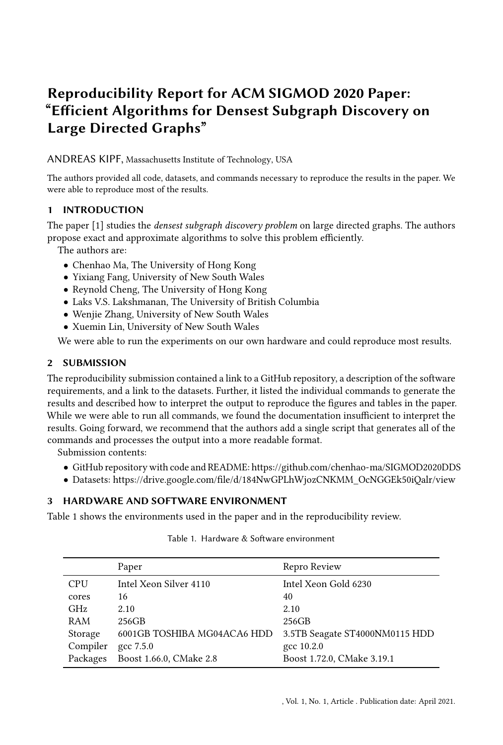# Reproducibility Report for ACM SIGMOD 2020 Paper: "Efficient Algorithms for Densest Subgraph Discovery on Large Directed Graphs"

ANDREAS KIPF, Massachusetts Institute of Technology, USA

The authors provided all code, datasets, and commands necessary to reproduce the results in the paper. We were able to reproduce most of the results.

## 1 INTRODUCTION

The paper [1] studies the *densest subgraph discovery problem* on large directed graphs. The authors propose exact and approximate algorithms to solve this problem efficiently.

The authors are:

- Chenhao Ma, The University of Hong Kong
- Yixiang Fang, University of New South Wales
- Reynold Cheng, The University of Hong Kong
- Laks V.S. Lakshmanan, The University of British Columbia
- Wenjie Zhang, University of New South Wales
- Xuemin Lin, University of New South Wales

We were able to run the experiments on our own hardware and could reproduce most results.

## 2 SUBMISSION

The reproducibility submission contained a link to a GitHub repository, a description of the software requirements, and a link to the datasets. Further, it listed the individual commands to generate the results and described how to interpret the output to reproduce the figures and tables in the paper. While we were able to run all commands, we found the documentation insufficient to interpret the results. Going forward, we recommend that the authors add a single script that generates all of the commands and processes the output into a more readable format.

Submission contents:

- GitHub repository with code and README: https://github.com/chenhao-ma/SIGMOD2020DDS
- Datasets: https://drive.google.com/file/d/184NwGPLhWjozCNKMM_OcNGGEk50iQalr/view

## 3 HARDWARE AND SOFTWARE ENVIRONMENT

Table 1 shows the environments used in the paper and in the reproducibility review.

Table 1. Hardware & Software environment

| | Paper | Repro Review |
|---|---|---|
| CPU | Intel Xeon Silver 4110 | Intel Xeon Gold 6230 |
| cores | 16 | 40 |
| GHz | 2.10 | 2.10 |
| RAM | 256GB | 256GB |
| Storage | 6001GB TOSHIBA MG04ACA6 HDD | 3.5TB Seagate ST4000NM0115 HDD |
| Compiler | gcc 7.5.0 | gcc 10.2.0 |
| Packages | Boost 1.66.0, CMake 2.8 | Boost 1.72.0, CMake 3.19.1 |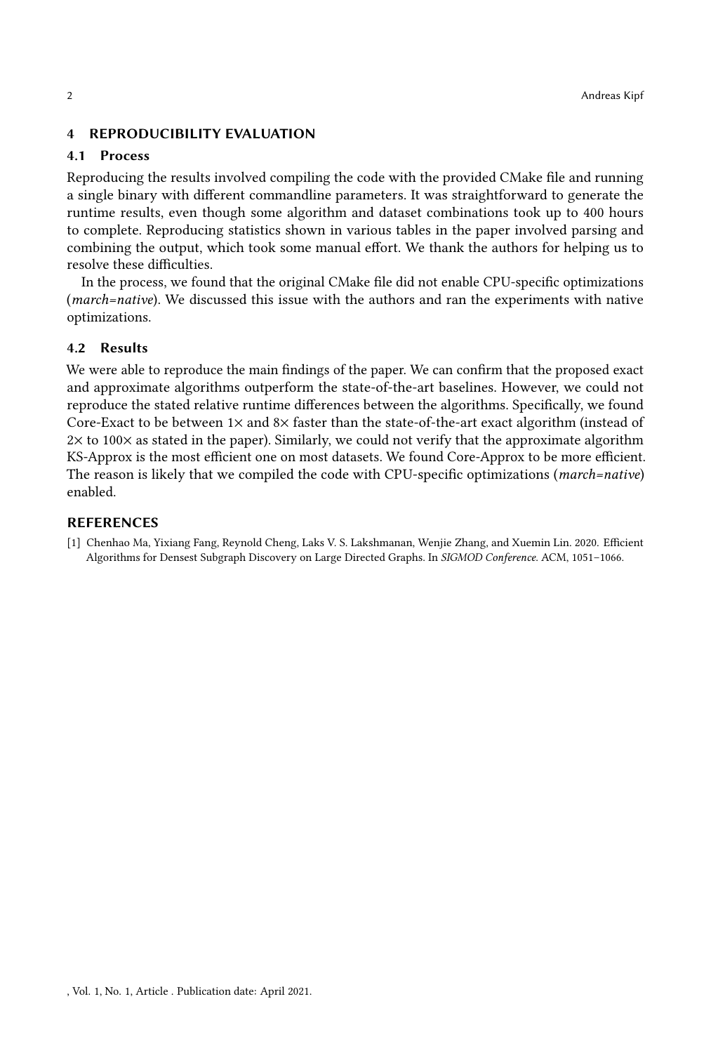## 4 REPRODUCIBILITY EVALUATION

### 4.1 Process

Reproducing the results involved compiling the code with the provided CMake file and running a single binary with different commandline parameters. It was straightforward to generate the runtime results, even though some algorithm and dataset combinations took up to 400 hours to complete. Reproducing statistics shown in various tables in the paper involved parsing and combining the output, which took some manual effort. We thank the authors for helping us to resolve these difficulties.

In the process, we found that the original CMake file did not enable CPU-specific optimizations (*march=native*). We discussed this issue with the authors and ran the experiments with native optimizations.

### 4.2 Results

We were able to reproduce the main findings of the paper. We can confirm that the proposed exact and approximate algorithms outperform the state-of-the-art baselines. However, we could not reproduce the stated relative runtime differences between the algorithms. Specifically, we found Core-Exact to be between 1× and 8× faster than the state-of-the-art exact algorithm (instead of 2× to 100× as stated in the paper). Similarly, we could not verify that the approximate algorithm KS-Approx is the most efficient one on most datasets. We found Core-Approx to be more efficient. The reason is likely that we compiled the code with CPU-specific optimizations (*march=native*) enabled.

## REFERENCES

[1] Chenhao Ma, Yixiang Fang, Reynold Cheng, Laks V. S. Lakshmanan, Wenjie Zhang, and Xuemin Lin. 2020. Efficient Algorithms for Densest Subgraph Discovery on Large Directed Graphs. In *SIGMOD Conference*. ACM, 1051–1066.